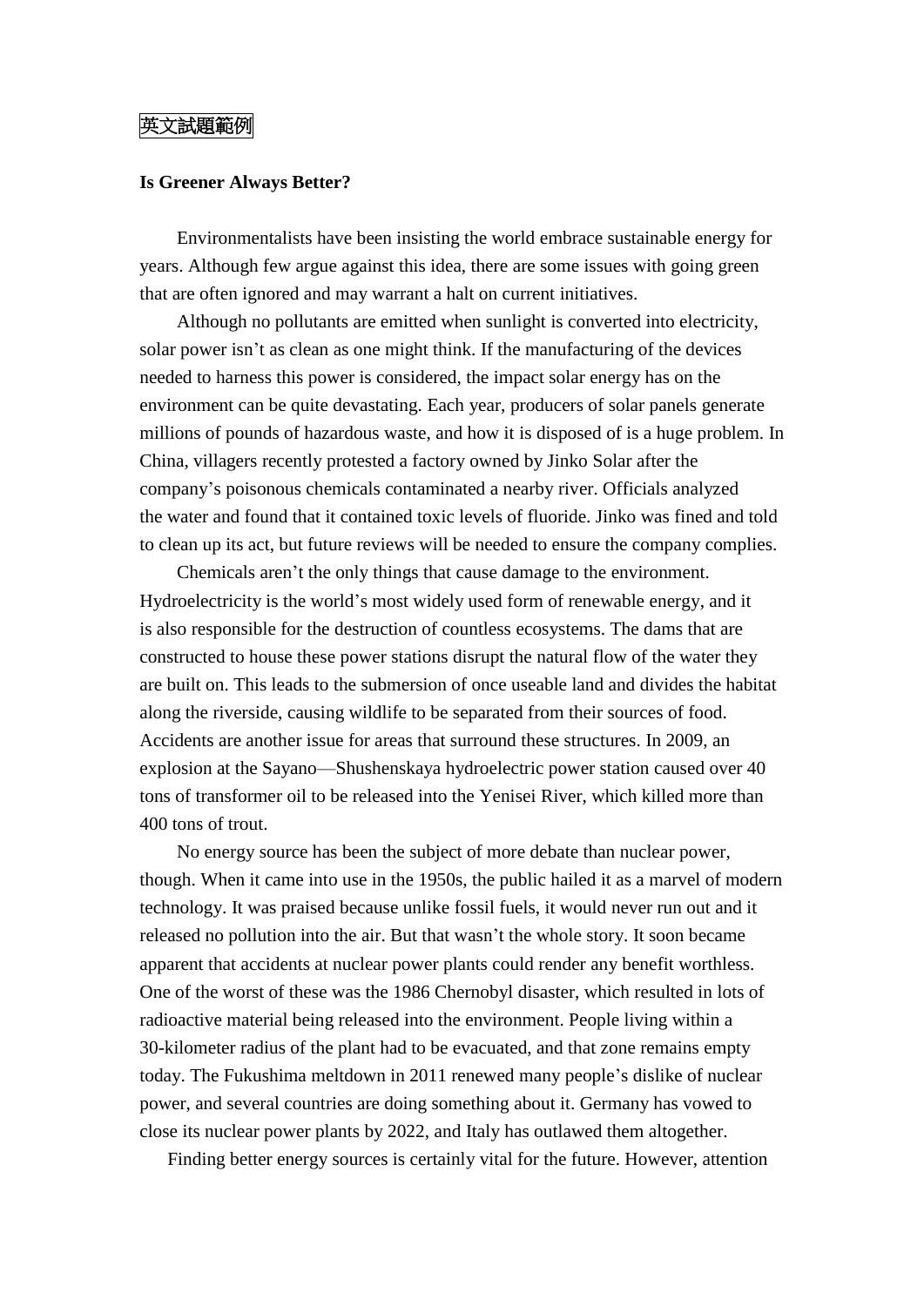英文試題範例

**Is Greener Always Better?**

Environmentalists have been insisting the world embrace sustainable energy for years. Although few argue against this idea, there are some issues with going green that are often ignored and may warrant a halt on current initiatives.

Although no pollutants are emitted when sunlight is converted into electricity, solar power isn't as clean as one might think. If the manufacturing of the devices needed to harness this power is considered, the impact solar energy has on the environment can be quite devastating. Each year, producers of solar panels generate millions of pounds of hazardous waste, and how it is disposed of is a huge problem. In China, villagers recently protested a factory owned by Jinko Solar after the company's poisonous chemicals contaminated a nearby river. Officials analyzed the water and found that it contained toxic levels of fluoride. Jinko was fined and told to clean up its act, but future reviews will be needed to ensure the company complies.

Chemicals aren't the only things that cause damage to the environment. Hydroelectricity is the world's most widely used form of renewable energy, and it is also responsible for the destruction of countless ecosystems. The dams that are constructed to house these power stations disrupt the natural flow of the water they are built on. This leads to the submersion of once useable land and divides the habitat along the riverside, causing wildlife to be separated from their sources of food. Accidents are another issue for areas that surround these structures. In 2009, an explosion at the Sayano—Shushenskaya hydroelectric power station caused over 40 tons of transformer oil to be released into the Yenisei River, which killed more than 400 tons of trout.

No energy source has been the subject of more debate than nuclear power, though. When it came into use in the 1950s, the public hailed it as a marvel of modern technology. It was praised because unlike fossil fuels, it would never run out and it released no pollution into the air. But that wasn't the whole story. It soon became apparent that accidents at nuclear power plants could render any benefit worthless. One of the worst of these was the 1986 Chernobyl disaster, which resulted in lots of radioactive material being released into the environment. People living within a 30-kilometer radius of the plant had to be evacuated, and that zone remains empty today. The Fukushima meltdown in 2011 renewed many people's dislike of nuclear power, and several countries are doing something about it. Germany has vowed to close its nuclear power plants by 2022, and Italy has outlawed them altogether.

Finding better energy sources is certainly vital for the future. However, attention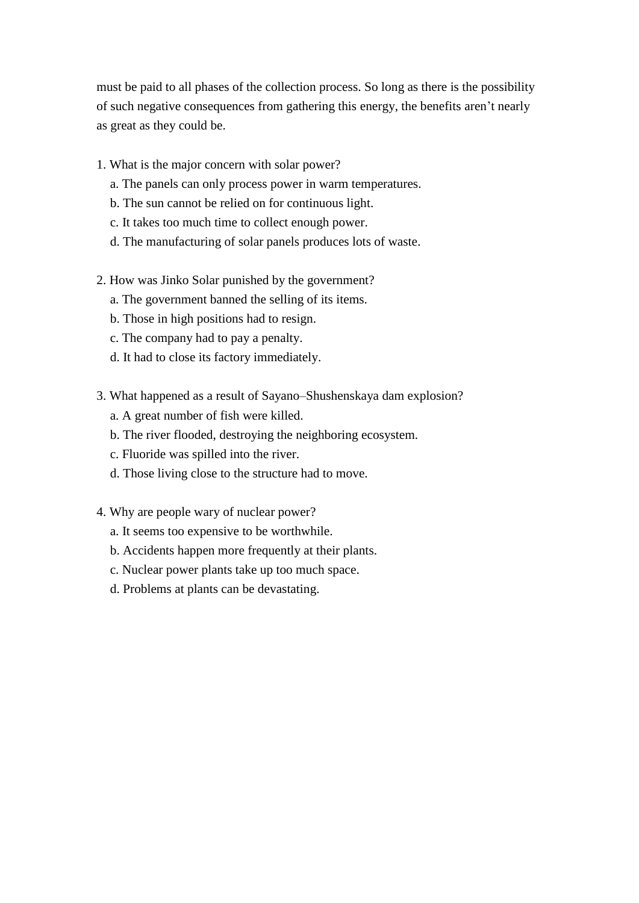must be paid to all phases of the collection process. So long as there is the possibility of such negative consequences from gathering this energy, the benefits aren't nearly as great as they could be.

1. What is the major concern with solar power?
   a. The panels can only process power in warm temperatures.
   b. The sun cannot be relied on for continuous light.
   c. It takes too much time to collect enough power.
   d. The manufacturing of solar panels produces lots of waste.

2. How was Jinko Solar punished by the government?
   a. The government banned the selling of its items.
   b. Those in high positions had to resign.
   c. The company had to pay a penalty.
   d. It had to close its factory immediately.

3. What happened as a result of Sayano–Shushenskaya dam explosion?
   a. A great number of fish were killed.
   b. The river flooded, destroying the neighboring ecosystem.
   c. Fluoride was spilled into the river.
   d. Those living close to the structure had to move.

4. Why are people wary of nuclear power?
   a. It seems too expensive to be worthwhile.
   b. Accidents happen more frequently at their plants.
   c. Nuclear power plants take up too much space.
   d. Problems at plants can be devastating.